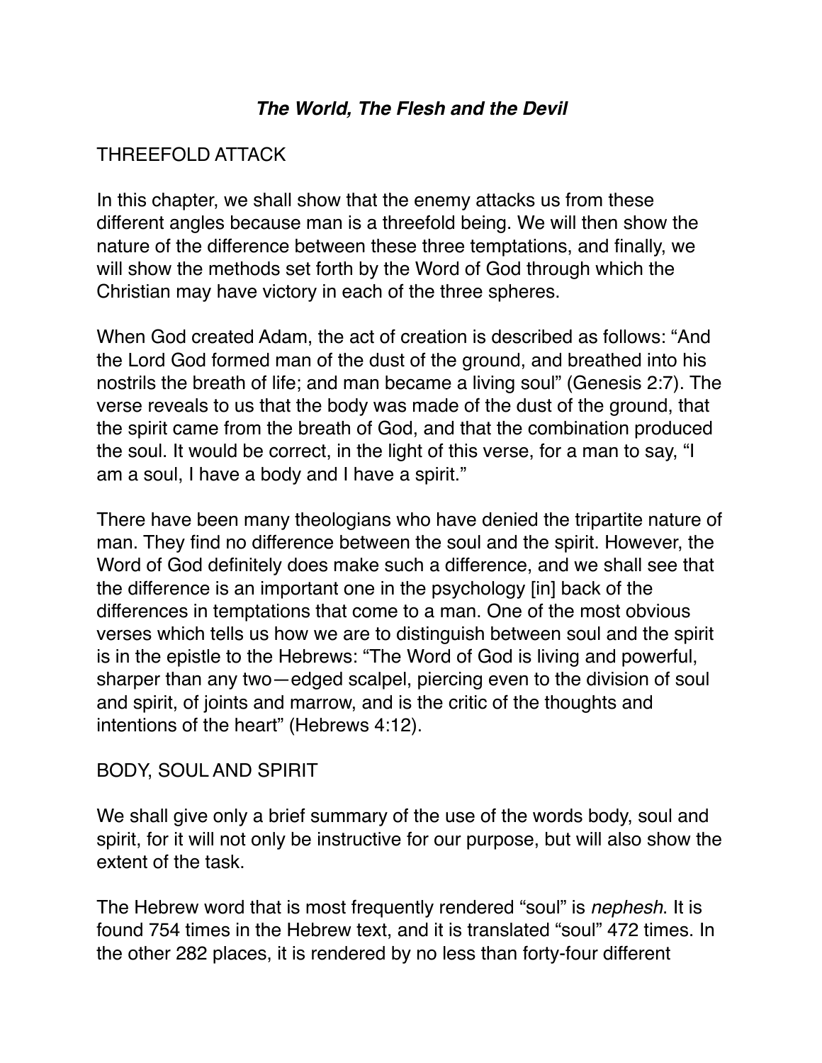## ***The World, The Flesh and the Devil***

### THREEFOLD ATTACK

In this chapter, we shall show that the enemy attacks us from these different angles because man is a threefold being. We will then show the nature of the difference between these three temptations, and finally, we will show the methods set forth by the Word of God through which the Christian may have victory in each of the three spheres.

When God created Adam, the act of creation is described as follows: "And the Lord God formed man of the dust of the ground, and breathed into his nostrils the breath of life; and man became a living soul" (Genesis 2:7). The verse reveals to us that the body was made of the dust of the ground, that the spirit came from the breath of God, and that the combination produced the soul. It would be correct, in the light of this verse, for a man to say, "I am a soul, I have a body and I have a spirit."

There have been many theologians who have denied the tripartite nature of man. They find no difference between the soul and the spirit. However, the Word of God definitely does make such a difference, and we shall see that the difference is an important one in the psychology [in] back of the differences in temptations that come to a man. One of the most obvious verses which tells us how we are to distinguish between soul and the spirit is in the epistle to the Hebrews: "The Word of God is living and powerful, sharper than any two—edged scalpel, piercing even to the division of soul and spirit, of joints and marrow, and is the critic of the thoughts and intentions of the heart" (Hebrews 4:12).

### BODY, SOUL AND SPIRIT

We shall give only a brief summary of the use of the words body, soul and spirit, for it will not only be instructive for our purpose, but will also show the extent of the task.

The Hebrew word that is most frequently rendered "soul" is *nephesh*. It is found 754 times in the Hebrew text, and it is translated "soul" 472 times. In the other 282 places, it is rendered by no less than forty-four different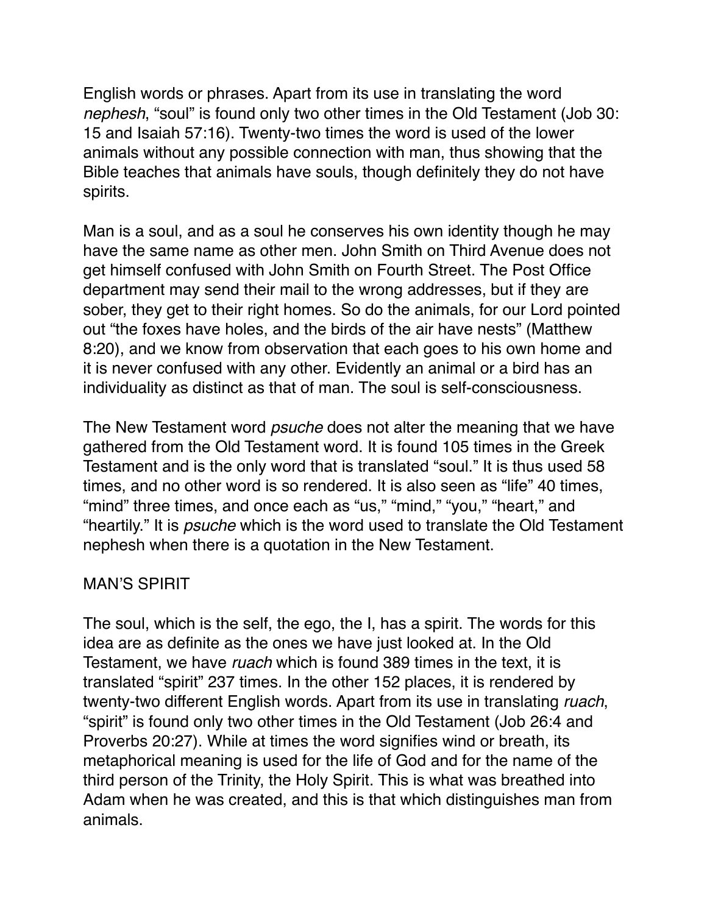English words or phrases. Apart from its use in translating the word *nephesh*, "soul" is found only two other times in the Old Testament (Job 30: 15 and Isaiah 57:16). Twenty-two times the word is used of the lower animals without any possible connection with man, thus showing that the Bible teaches that animals have souls, though definitely they do not have spirits.

Man is a soul, and as a soul he conserves his own identity though he may have the same name as other men. John Smith on Third Avenue does not get himself confused with John Smith on Fourth Street. The Post Office department may send their mail to the wrong addresses, but if they are sober, they get to their right homes. So do the animals, for our Lord pointed out "the foxes have holes, and the birds of the air have nests" (Matthew 8:20), and we know from observation that each goes to his own home and it is never confused with any other. Evidently an animal or a bird has an individuality as distinct as that of man. The soul is self-consciousness.

The New Testament word *psuche* does not alter the meaning that we have gathered from the Old Testament word. It is found 105 times in the Greek Testament and is the only word that is translated "soul." It is thus used 58 times, and no other word is so rendered. It is also seen as "life" 40 times, "mind" three times, and once each as "us," "mind," "you," "heart," and "heartily." It is *psuche* which is the word used to translate the Old Testament nephesh when there is a quotation in the New Testament.

## MAN'S SPIRIT

The soul, which is the self, the ego, the I, has a spirit. The words for this idea are as definite as the ones we have just looked at. In the Old Testament, we have *ruach* which is found 389 times in the text, it is translated "spirit" 237 times. In the other 152 places, it is rendered by twenty-two different English words. Apart from its use in translating *ruach*, "spirit" is found only two other times in the Old Testament (Job 26:4 and Proverbs 20:27). While at times the word signifies wind or breath, its metaphorical meaning is used for the life of God and for the name of the third person of the Trinity, the Holy Spirit. This is what was breathed into Adam when he was created, and this is that which distinguishes man from animals.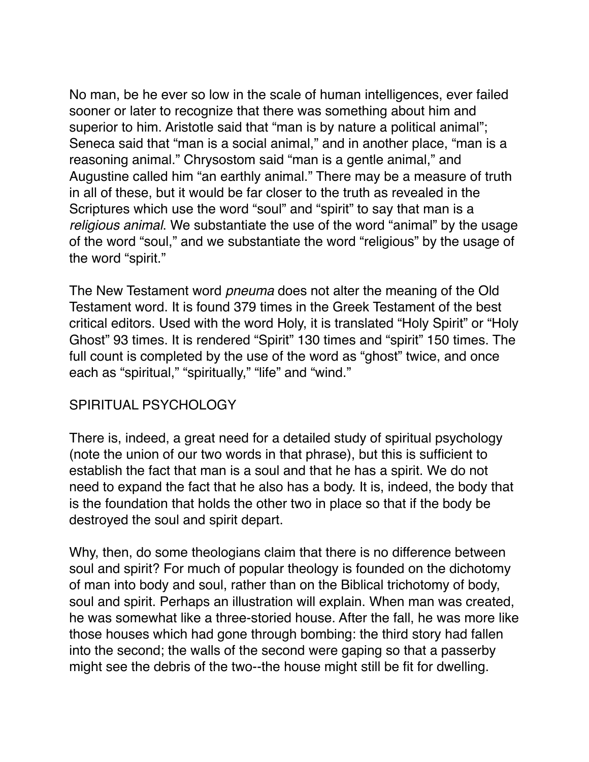No man, be he ever so low in the scale of human intelligences, ever failed sooner or later to recognize that there was something about him and superior to him. Aristotle said that “man is by nature a political animal”; Seneca said that “man is a social animal,” and in another place, “man is a reasoning animal.” Chrysostom said “man is a gentle animal,” and Augustine called him “an earthly animal.” There may be a measure of truth in all of these, but it would be far closer to the truth as revealed in the Scriptures which use the word “soul” and “spirit” to say that man is a *religious animal*. We substantiate the use of the word “animal” by the usage of the word “soul,” and we substantiate the word “religious” by the usage of the word “spirit.”

The New Testament word *pneuma* does not alter the meaning of the Old Testament word. It is found 379 times in the Greek Testament of the best critical editors. Used with the word Holy, it is translated “Holy Spirit” or “Holy Ghost” 93 times. It is rendered “Spirit” 130 times and “spirit” 150 times. The full count is completed by the use of the word as “ghost” twice, and once each as “spiritual,” “spiritually,” “life” and “wind.”

## SPIRITUAL PSYCHOLOGY

There is, indeed, a great need for a detailed study of spiritual psychology (note the union of our two words in that phrase), but this is sufficient to establish the fact that man is a soul and that he has a spirit. We do not need to expand the fact that he also has a body. It is, indeed, the body that is the foundation that holds the other two in place so that if the body be destroyed the soul and spirit depart.

Why, then, do some theologians claim that there is no difference between soul and spirit? For much of popular theology is founded on the dichotomy of man into body and soul, rather than on the Biblical trichotomy of body, soul and spirit. Perhaps an illustration will explain. When man was created, he was somewhat like a three-storied house. After the fall, he was more like those houses which had gone through bombing: the third story had fallen into the second; the walls of the second were gaping so that a passerby might see the debris of the two--the house might still be fit for dwelling.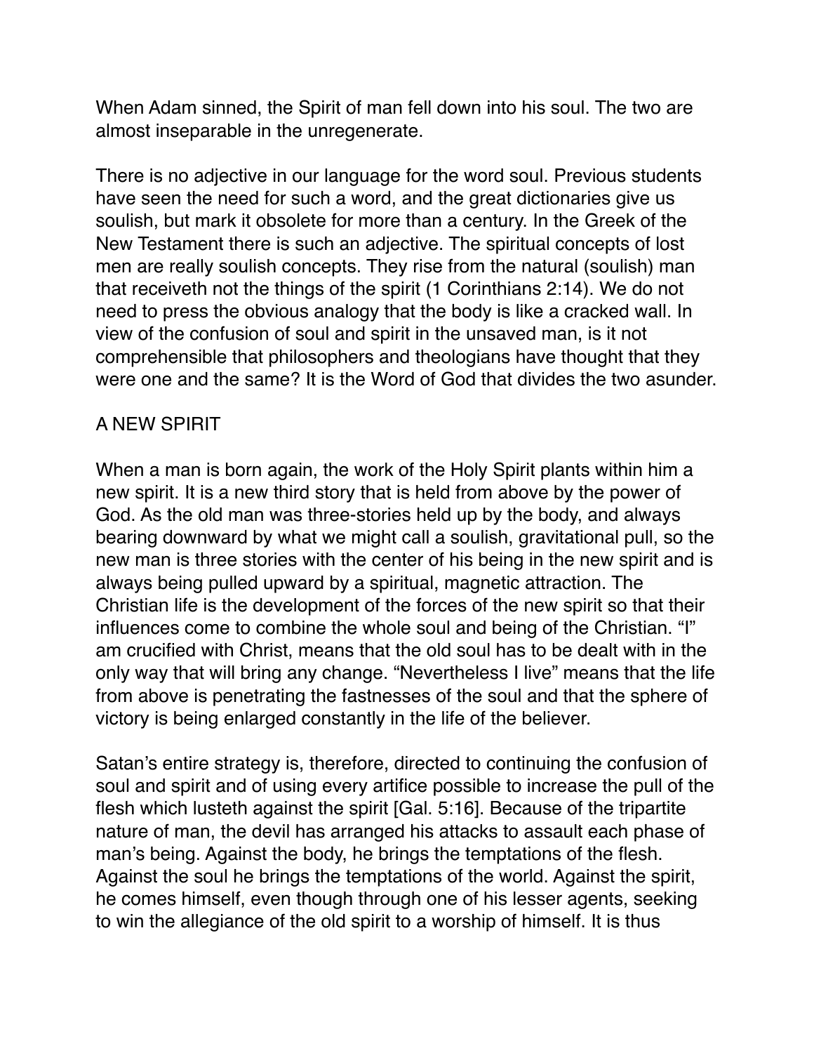When Adam sinned, the Spirit of man fell down into his soul. The two are almost inseparable in the unregenerate.

There is no adjective in our language for the word soul. Previous students have seen the need for such a word, and the great dictionaries give us soulish, but mark it obsolete for more than a century. In the Greek of the New Testament there is such an adjective. The spiritual concepts of lost men are really soulish concepts. They rise from the natural (soulish) man that receiveth not the things of the spirit (1 Corinthians 2:14). We do not need to press the obvious analogy that the body is like a cracked wall. In view of the confusion of soul and spirit in the unsaved man, is it not comprehensible that philosophers and theologians have thought that they were one and the same? It is the Word of God that divides the two asunder.

## A NEW SPIRIT

When a man is born again, the work of the Holy Spirit plants within him a new spirit. It is a new third story that is held from above by the power of God. As the old man was three-stories held up by the body, and always bearing downward by what we might call a soulish, gravitational pull, so the new man is three stories with the center of his being in the new spirit and is always being pulled upward by a spiritual, magnetic attraction. The Christian life is the development of the forces of the new spirit so that their influences come to combine the whole soul and being of the Christian. "I" am crucified with Christ, means that the old soul has to be dealt with in the only way that will bring any change. "Nevertheless I live" means that the life from above is penetrating the fastnesses of the soul and that the sphere of victory is being enlarged constantly in the life of the believer.

Satan's entire strategy is, therefore, directed to continuing the confusion of soul and spirit and of using every artifice possible to increase the pull of the flesh which lusteth against the spirit [Gal. 5:16]. Because of the tripartite nature of man, the devil has arranged his attacks to assault each phase of man's being. Against the body, he brings the temptations of the flesh. Against the soul he brings the temptations of the world. Against the spirit, he comes himself, even though through one of his lesser agents, seeking to win the allegiance of the old spirit to a worship of himself. It is thus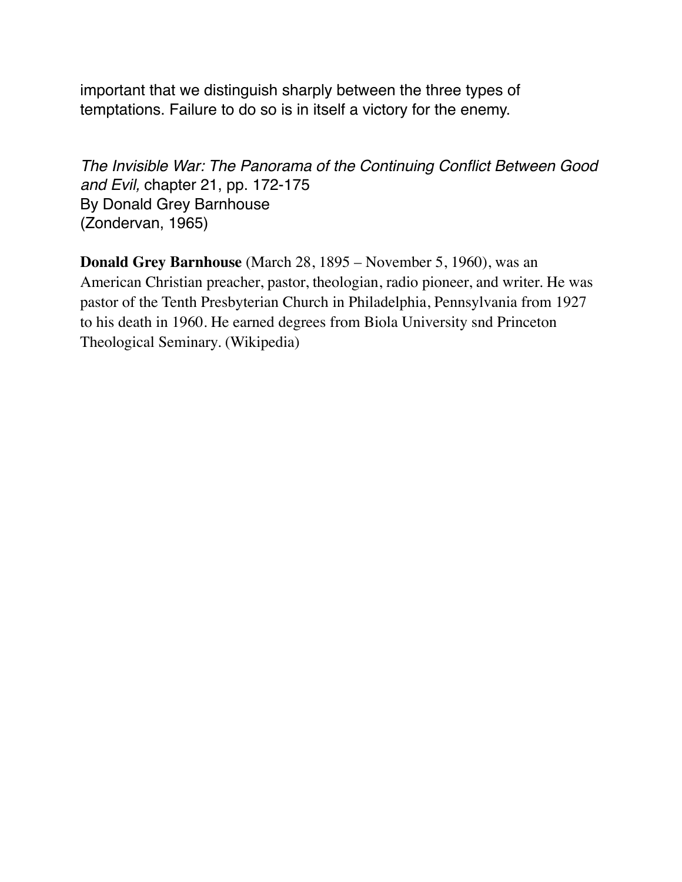important that we distinguish sharply between the three types of temptations. Failure to do so is in itself a victory for the enemy.

*The Invisible War: The Panorama of the Continuing Conflict Between Good and Evil,* chapter 21, pp. 172-175
By Donald Grey Barnhouse
(Zondervan, 1965)

**Donald Grey Barnhouse** (March 28, 1895 – November 5, 1960), was an American Christian preacher, pastor, theologian, radio pioneer, and writer. He was pastor of the Tenth Presbyterian Church in Philadelphia, Pennsylvania from 1927 to his death in 1960. He earned degrees from Biola University snd Princeton Theological Seminary. (Wikipedia)